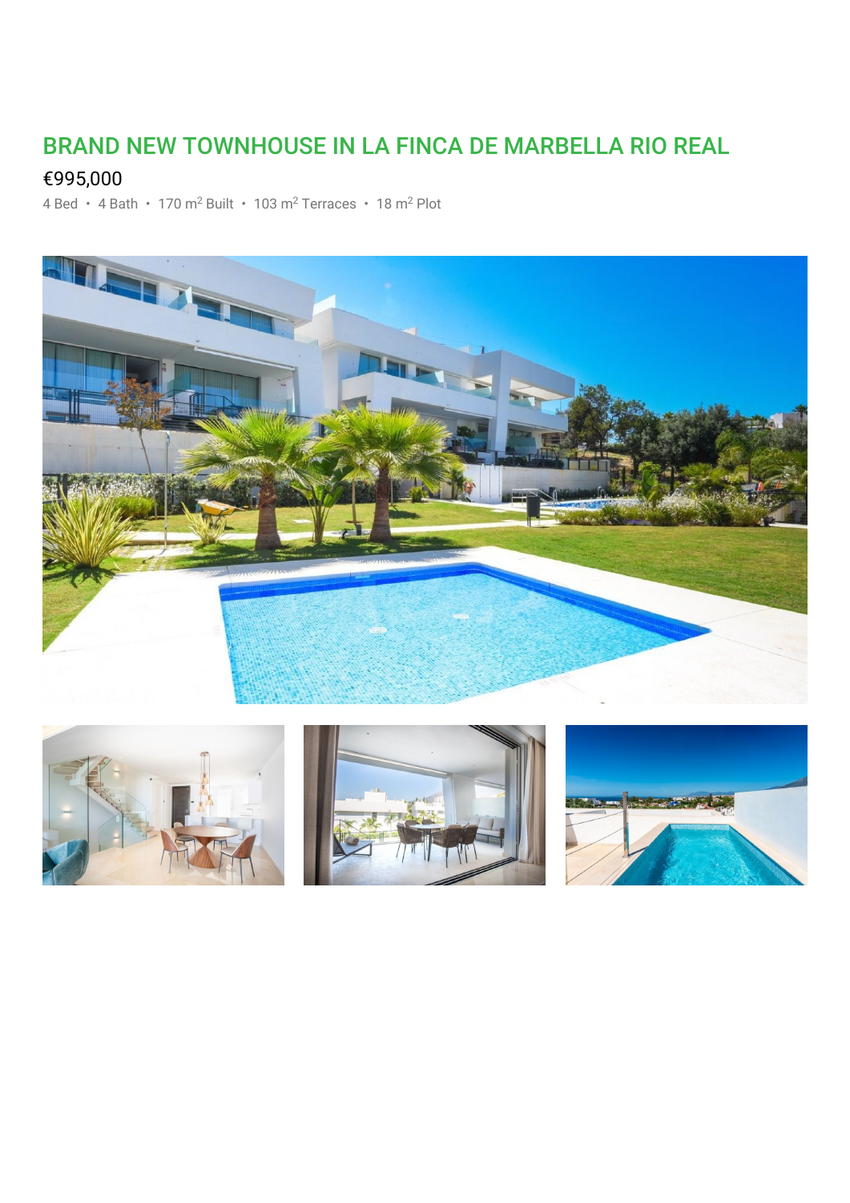# BRAND NEW TOWNHOUSE IN LA FINCA DE MARBELLA RIO REAL

€995,000

4 Bed • 4 Bath • 170 m$^2$ Built • 103 m$^2$ Terraces • 18 m$^2$ Plot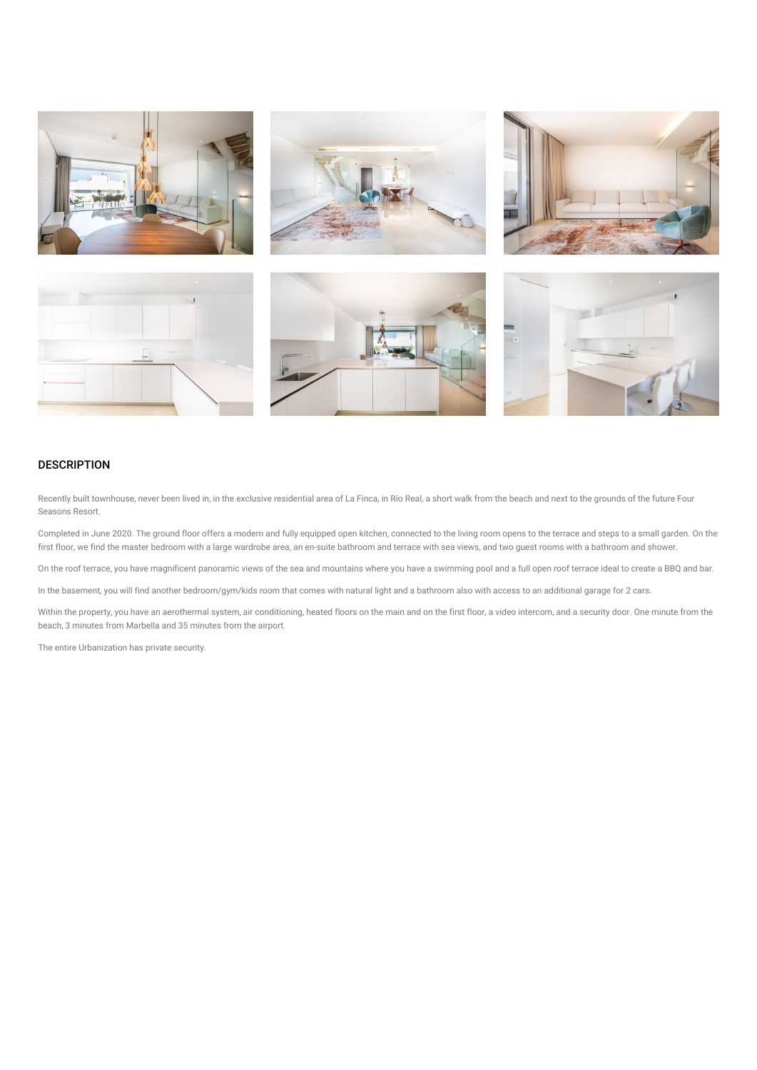## DESCRIPTION

Recently built townhouse, never been lived in, in the exclusive residential area of La Finca, in Río Real, a short walk from the beach and next to the grounds of the future Four Seasons Resort.

Completed in June 2020. The ground floor offers a modern and fully equipped open kitchen, connected to the living room opens to the terrace and steps to a small garden. On the first floor, we find the master bedroom with a large wardrobe area, an en-suite bathroom and terrace with sea views, and two guest rooms with a bathroom and shower.

On the roof terrace, you have magnificent panoramic views of the sea and mountains where you have a swimming pool and a full open roof terrace ideal to create a BBQ and bar.

In the basement, you will find another bedroom/gym/kids room that comes with natural light and a bathroom also with access to an additional garage for 2 cars.

Within the property, you have an aerothermal system, air conditioning, heated floors on the main and on the first floor, a video intercom, and a security door. One minute from the beach, 3 minutes from Marbella and 35 minutes from the airport.

The entire Urbanization has private security.